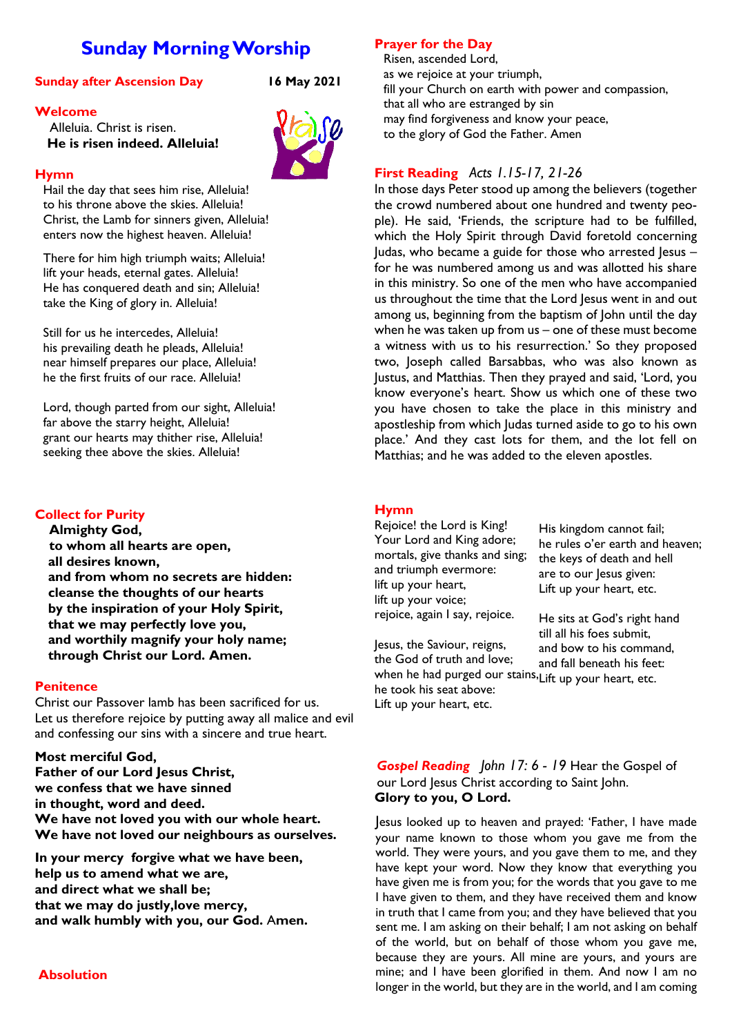# Sunday Morning Worship

**Sunday after Ascension Day** **16 May 2021**

## Welcome

Alleluia. Christ is risen.
**He is risen indeed. Alleluia!**

## Hymn

Hail the day that sees him rise, Alleluia!
to his throne above the skies. Alleluia!
Christ, the Lamb for sinners given, Alleluia!
enters now the highest heaven. Alleluia!

There for him high triumph waits; Alleluia!
lift your heads, eternal gates. Alleluia!
He has conquered death and sin; Alleluia!
take the King of glory in. Alleluia!

Still for us he intercedes, Alleluia!
his prevailing death he pleads, Alleluia!
near himself prepares our place, Alleluia!
he the first fruits of our race. Alleluia!

Lord, though parted from our sight, Alleluia!
far above the starry height, Alleluia!
grant our hearts may thither rise, Alleluia!
seeking thee above the skies. Alleluia!

## Collect for Purity

**Almighty God,
to whom all hearts are open,
all desires known,
and from whom no secrets are hidden:
cleanse the thoughts of our hearts
by the inspiration of your Holy Spirit,
that we may perfectly love you,
and worthily magnify your holy name;
through Christ our Lord. Amen.**

## Penitence

Christ our Passover lamb has been sacrificed for us.
Let us therefore rejoice by putting away all malice and evil and confessing our sins with a sincere and true heart.

**Most merciful God,
Father of our Lord Jesus Christ,
we confess that we have sinned
in thought, word and deed.
We have not loved you with our whole heart.
We have not loved our neighbours as ourselves.**

**In your mercy forgive what we have been,
help us to amend what we are,
and direct what we shall be;
that we may do justly,love mercy,
and walk humbly with you, our God. Amen.**

## Absolution

## Prayer for the Day

Risen, ascended Lord,
as we rejoice at your triumph,
fill your Church on earth with power and compassion,
that all who are estranged by sin
may find forgiveness and know your peace,
to the glory of God the Father. Amen

## First Reading *Acts 1.15-17, 21-26*

In those days Peter stood up among the believers (together the crowd numbered about one hundred and twenty people). He said, 'Friends, the scripture had to be fulfilled, which the Holy Spirit through David foretold concerning Judas, who became a guide for those who arrested Jesus – for he was numbered among us and was allotted his share in this ministry. So one of the men who have accompanied us throughout the time that the Lord Jesus went in and out among us, beginning from the baptism of John until the day when he was taken up from us – one of these must become a witness with us to his resurrection.' So they proposed two, Joseph called Barsabbas, who was also known as Justus, and Matthias. Then they prayed and said, 'Lord, you know everyone's heart. Show us which one of these two you have chosen to take the place in this ministry and apostleship from which Judas turned aside to go to his own place.' And they cast lots for them, and the lot fell on Matthias; and he was added to the eleven apostles.

## Hymn

Rejoice! the Lord is King!
Your Lord and King adore;
mortals, give thanks and sing;
and triumph evermore:
lift up your heart,
lift up your voice;
rejoice, again I say, rejoice.

Jesus, the Saviour, reigns,
the God of truth and love;
when he had purged our stains,
he took his seat above:
Lift up your heart, etc.

His kingdom cannot fail;
he rules o'er earth and heaven;
the keys of death and hell
are to our Jesus given:
Lift up your heart, etc.

He sits at God's right hand
till all his foes submit,
and bow to his command,
and fall beneath his feet:
Lift up your heart, etc.

## *Gospel Reading* *John 17: 6 - 19* Hear the Gospel of our Lord Jesus Christ according to Saint John.

**Glory to you, O Lord.**

Jesus looked up to heaven and prayed: 'Father, I have made your name known to those whom you gave me from the world. They were yours, and you gave them to me, and they have kept your word. Now they know that everything you have given me is from you; for the words that you gave to me I have given to them, and they have received them and know in truth that I came from you; and they have believed that you sent me. I am asking on their behalf; I am not asking on behalf of the world, but on behalf of those whom you gave me, because they are yours. All mine are yours, and yours are mine; and I have been glorified in them. And now I am no longer in the world, but they are in the world, and I am coming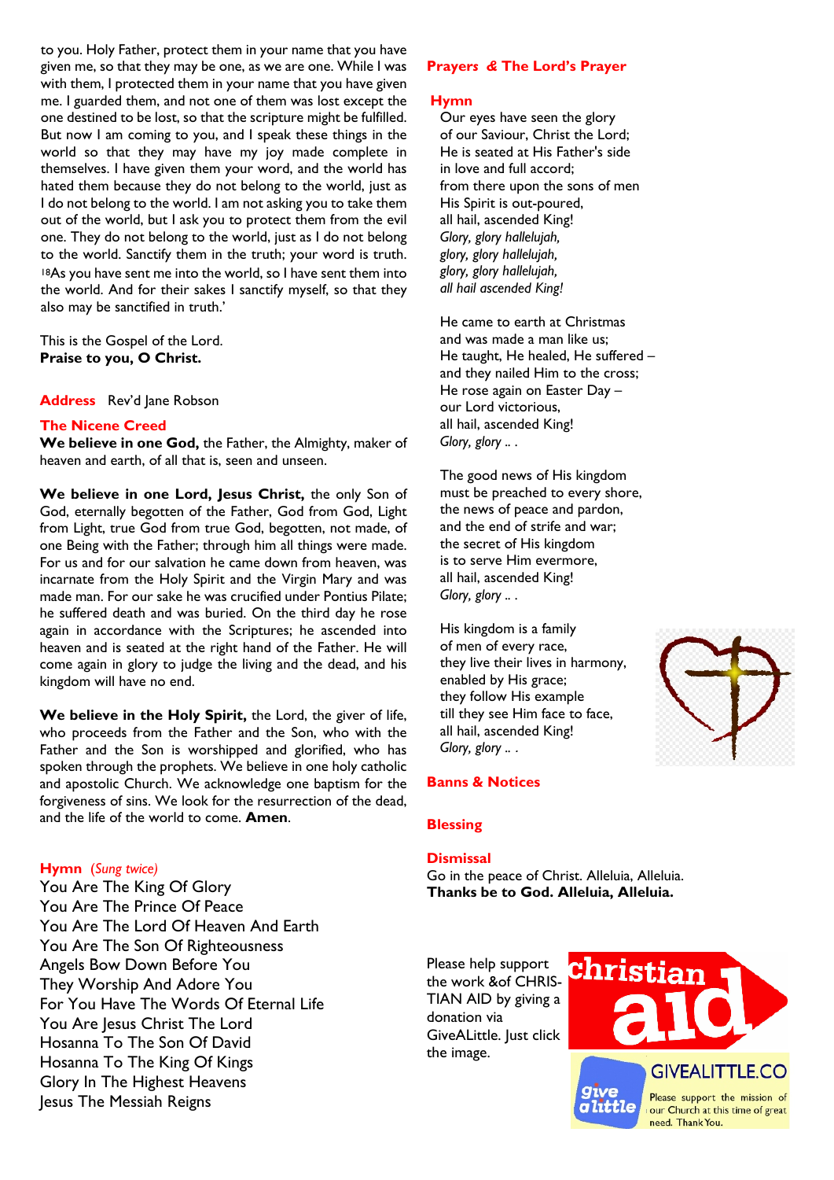to you. Holy Father, protect them in your name that you have given me, so that they may be one, as we are one. While I was with them, I protected them in your name that you have given me. I guarded them, and not one of them was lost except the one destined to be lost, so that the scripture might be fulfilled. But now I am coming to you, and I speak these things in the world so that they may have my joy made complete in themselves. I have given them your word, and the world has hated them because they do not belong to the world, just as I do not belong to the world. I am not asking you to take them out of the world, but I ask you to protect them from the evil one. They do not belong to the world, just as I do not belong to the world. Sanctify them in the truth; your word is truth. [18]As you have sent me into the world, so I have sent them into the world. And for their sakes I sanctify myself, so that they also may be sanctified in truth.'

This is the Gospel of the Lord.
**Praise to you, O Christ.**

## Address

Rev'd Jane Robson

## The Nicene Creed

**We believe in one God,** the Father, the Almighty, maker of heaven and earth, of all that is, seen and unseen.

**We believe in one Lord, Jesus Christ,** the only Son of God, eternally begotten of the Father, God from God, Light from Light, true God from true God, begotten, not made, of one Being with the Father; through him all things were made. For us and for our salvation he came down from heaven, was incarnate from the Holy Spirit and the Virgin Mary and was made man. For our sake he was crucified under Pontius Pilate; he suffered death and was buried. On the third day he rose again in accordance with the Scriptures; he ascended into heaven and is seated at the right hand of the Father. He will come again in glory to judge the living and the dead, and his kingdom will have no end.

**We believe in the Holy Spirit,** the Lord, the giver of life, who proceeds from the Father and the Son, who with the Father and the Son is worshipped and glorified, who has spoken through the prophets. We believe in one holy catholic and apostolic Church. We acknowledge one baptism for the forgiveness of sins. We look for the resurrection of the dead, and the life of the world to come. **Amen**.

## Hymn *(Sung twice)*

You Are The King Of Glory
You Are The Prince Of Peace
You Are The Lord Of Heaven And Earth
You Are The Son Of Righteousness
Angels Bow Down Before You
They Worship And Adore You
For You Have The Words Of Eternal Life
You Are Jesus Christ The Lord
Hosanna To The Son Of David
Hosanna To The King Of Kings
Glory In The Highest Heavens
Jesus The Messiah Reigns

## Prayers & The Lord's Prayer

## Hymn

Our eyes have seen the glory
of our Saviour, Christ the Lord;
He is seated at His Father's side
in love and full accord;
from there upon the sons of men
His Spirit is out-poured,
all hail, ascended King!
*Glory, glory hallelujah,*
*glory, glory hallelujah,*
*glory, glory hallelujah,*
*all hail ascended King!*

He came to earth at Christmas
and was made a man like us;
He taught, He healed, He suffered –
and they nailed Him to the cross;
He rose again on Easter Day –
our Lord victorious,
all hail, ascended King!
*Glory, glory .. .*

The good news of His kingdom
must be preached to every shore,
the news of peace and pardon,
and the end of strife and war;
the secret of His kingdom
is to serve Him evermore,
all hail, ascended King!
*Glory, glory .. .*

His kingdom is a family
of men of every race,
they live their lives in harmony,
enabled by His grace;
they follow His example
till they see Him face to face,
all hail, ascended King!
*Glory, glory .. .*

## Banns & Notices

## Blessing

## Dismissal

Go in the peace of Christ. Alleluia, Alleluia.
**Thanks be to God. Alleluia, Alleluia.**

Please help support the work &of CHRISTIAN AID by giving a donation via GiveALittle. Just click the image.

christian aid

GIVEALITTLE.CO

give a little

Please support the mission of our Church at this time of great need. Thank You.